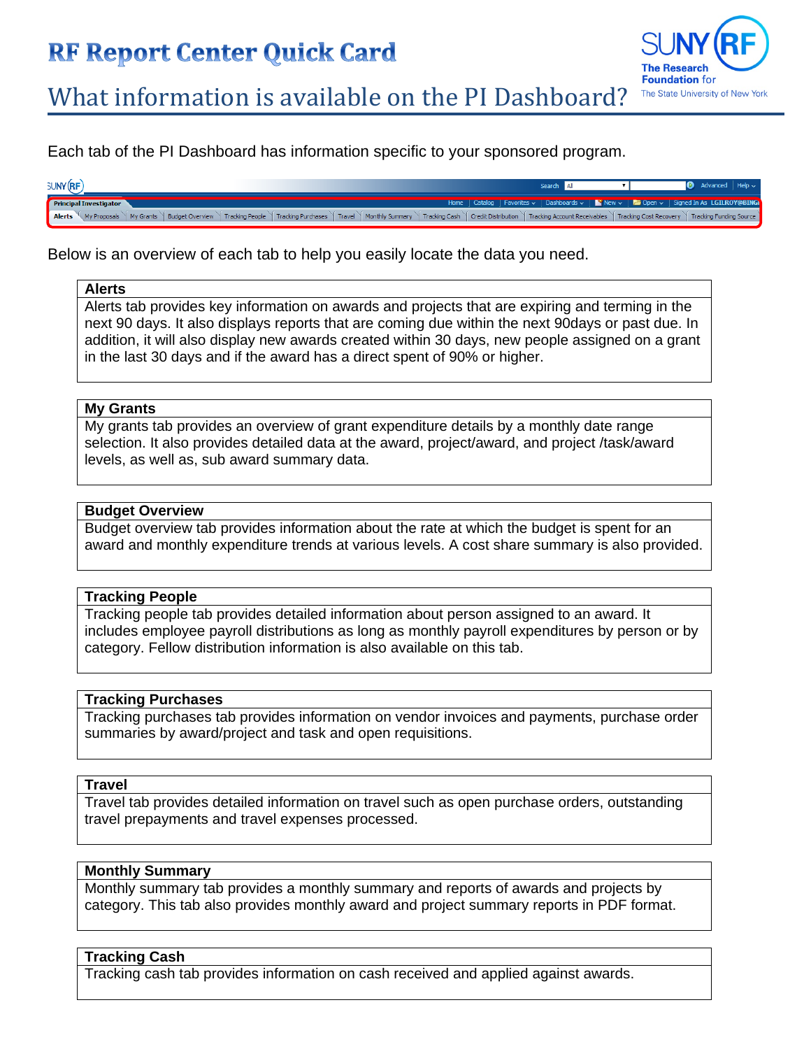# RF Report Center Quick Card

## What information is available on the PI Dashboard?

Each tab of the PI Dashboard has information specific to your sponsored program.

Below is an overview of each tab to help you easily locate the data you need.

| Alerts |
|---|
| Alerts tab provides key information on awards and projects that are expiring and terming in the next 90 days. It also displays reports that are coming due within the next 90days or past due. In addition, it will also display new awards created within 30 days, new people assigned on a grant in the last 30 days and if the award has a direct spent of 90% or higher. |

| My Grants |
|---|
| My grants tab provides an overview of grant expenditure details by a monthly date range selection. It also provides detailed data at the award, project/award, and project /task/award levels, as well as, sub award summary data. |

| Budget Overview |
|---|
| Budget overview tab provides information about the rate at which the budget is spent for an award and monthly expenditure trends at various levels. A cost share summary is also provided. |

| Tracking People |
|---|
| Tracking people tab provides detailed information about person assigned to an award. It includes employee payroll distributions as long as monthly payroll expenditures by person or by category. Fellow distribution information is also available on this tab. |

| Tracking Purchases |
|---|
| Tracking purchases tab provides information on vendor invoices and payments, purchase order summaries by award/project and task and open requisitions. |

| Travel |
|---|
| Travel tab provides detailed information on travel such as open purchase orders, outstanding travel prepayments and travel expenses processed. |

| Monthly Summary |
|---|
| Monthly summary tab provides a monthly summary and reports of awards and projects by category. This tab also provides monthly award and project summary reports in PDF format. |

| Tracking Cash |
|---|
| Tracking cash tab provides information on cash received and applied against awards. |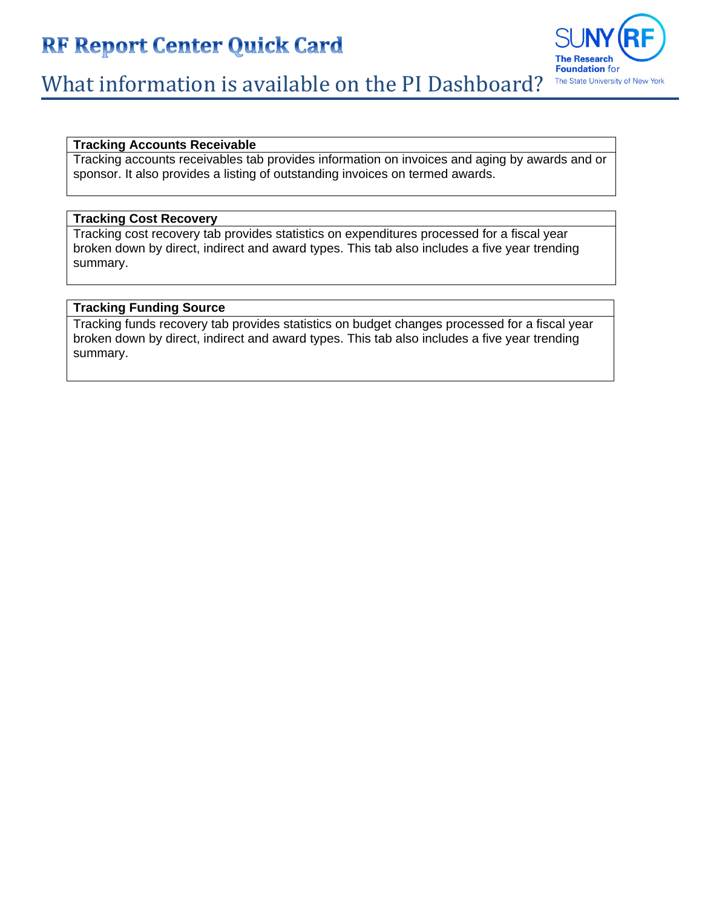## What information is available on the PI Dashboard?

| Tracking Accounts Receivable |
|---|
| Tracking accounts receivables tab provides information on invoices and aging by awards and or sponsor. It also provides a listing of outstanding invoices on termed awards. |

| Tracking Cost Recovery |
|---|
| Tracking cost recovery tab provides statistics on expenditures processed for a fiscal year broken down by direct, indirect and award types. This tab also includes a five year trending summary. |

| Tracking Funding Source |
|---|
| Tracking funds recovery tab provides statistics on budget changes processed for a fiscal year broken down by direct, indirect and award types. This tab also includes a five year trending summary. |